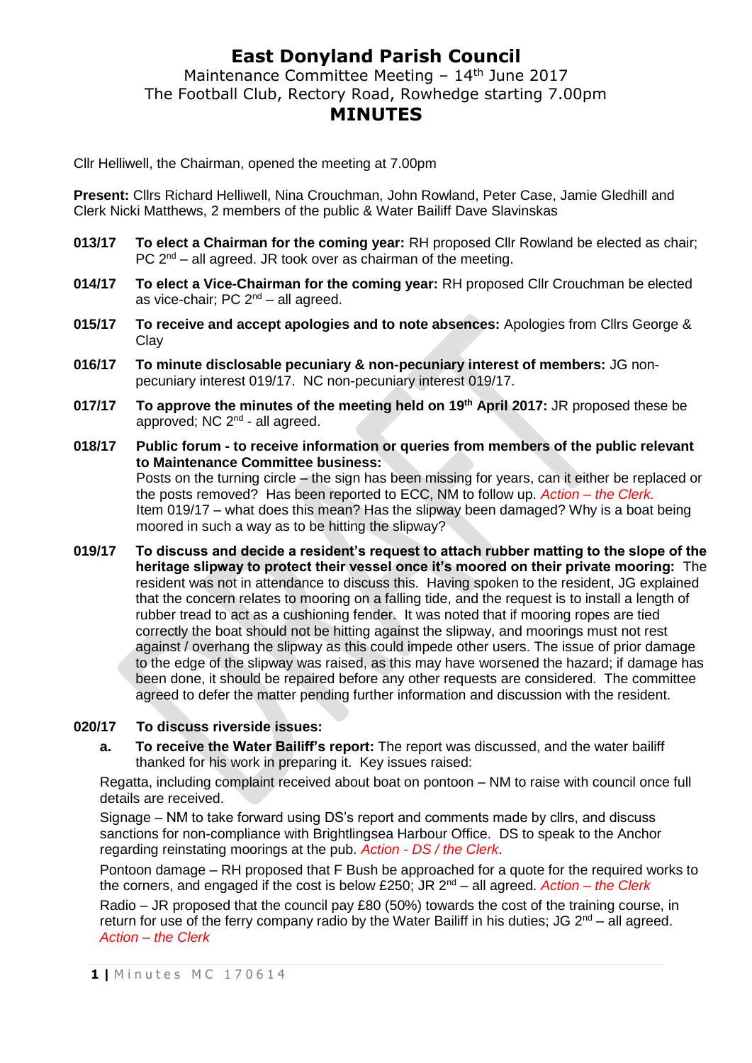# East Donyland Parish Council

Maintenance Committee Meeting – 14th June 2017

The Football Club, Rectory Road, Rowhedge starting 7.00pm

## MINUTES

Cllr Helliwell, the Chairman, opened the meeting at 7.00pm

**Present:** Cllrs Richard Helliwell, Nina Crouchman, John Rowland, Peter Case, Jamie Gledhill and Clerk Nicki Matthews, 2 members of the public & Water Bailiff Dave Slavinskas

**013/17** **To elect a Chairman for the coming year:** RH proposed Cllr Rowland be elected as chair; PC 2nd – all agreed. JR took over as chairman of the meeting.

**014/17** **To elect a Vice-Chairman for the coming year:** RH proposed Cllr Crouchman be elected as vice-chair; PC 2nd – all agreed.

**015/17** **To receive and accept apologies and to note absences:** Apologies from Cllrs George & Clay

**016/17** **To minute disclosable pecuniary & non-pecuniary interest of members:** JG non-pecuniary interest 019/17. NC non-pecuniary interest 019/17.

**017/17** **To approve the minutes of the meeting held on 19th April 2017:** JR proposed these be approved; NC 2nd - all agreed.

**018/17** **Public forum - to receive information or queries from members of the public relevant to Maintenance Committee business:**
Posts on the turning circle – the sign has been missing for years, can it either be replaced or the posts removed? Has been reported to ECC, NM to follow up. *Action – the Clerk.*
Item 019/17 – what does this mean? Has the slipway been damaged? Why is a boat being moored in such a way as to be hitting the slipway?

**019/17** **To discuss and decide a resident's request to attach rubber matting to the slope of the heritage slipway to protect their vessel once it's moored on their private mooring:** The resident was not in attendance to discuss this. Having spoken to the resident, JG explained that the concern relates to mooring on a falling tide, and the request is to install a length of rubber tread to act as a cushioning fender. It was noted that if mooring ropes are tied correctly the boat should not be hitting against the slipway, and moorings must not rest against / overhang the slipway as this could impede other users. The issue of prior damage to the edge of the slipway was raised, as this may have worsened the hazard; if damage has been done, it should be repaired before any other requests are considered. The committee agreed to defer the matter pending further information and discussion with the resident.

**020/17** **To discuss riverside issues:**

**a.** **To receive the Water Bailiff's report:** The report was discussed, and the water bailiff thanked for his work in preparing it. Key issues raised:

Regatta, including complaint received about boat on pontoon – NM to raise with council once full details are received.

Signage – NM to take forward using DS's report and comments made by cllrs, and discuss sanctions for non-compliance with Brightlingsea Harbour Office. DS to speak to the Anchor regarding reinstating moorings at the pub. *Action - DS / the Clerk*.

Pontoon damage – RH proposed that F Bush be approached for a quote for the required works to the corners, and engaged if the cost is below £250; JR 2nd – all agreed. *Action – the Clerk*

Radio – JR proposed that the council pay £80 (50%) towards the cost of the training course, in return for use of the ferry company radio by the Water Bailiff in his duties; JG 2nd – all agreed. *Action – the Clerk*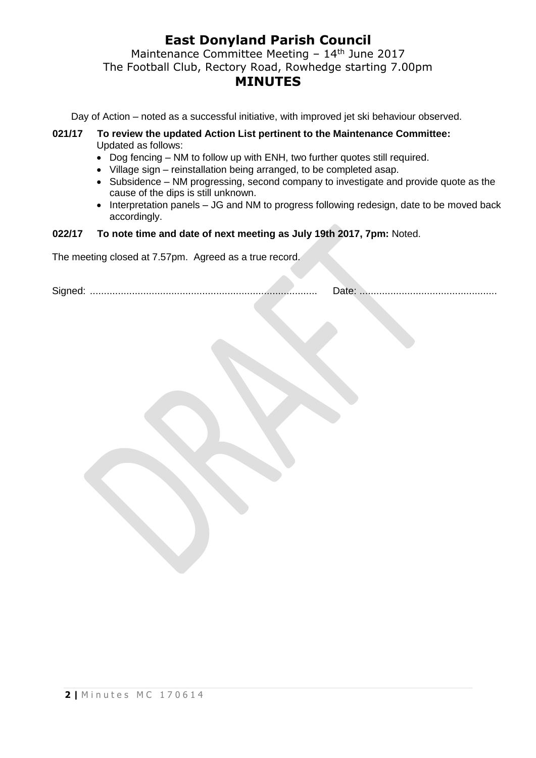# East Donyland Parish Council

Maintenance Committee Meeting – 14th June 2017
The Football Club, Rectory Road, Rowhedge starting 7.00pm

## MINUTES

Day of Action – noted as a successful initiative, with improved jet ski behaviour observed.

**021/17 To review the updated Action List pertinent to the Maintenance Committee:**
Updated as follows:

- Dog fencing – NM to follow up with ENH, two further quotes still required.
- Village sign – reinstallation being arranged, to be completed asap.
- Subsidence – NM progressing, second company to investigate and provide quote as the cause of the dips is still unknown.
- Interpretation panels – JG and NM to progress following redesign, date to be moved back accordingly.

**022/17 To note time and date of next meeting as July 19th 2017, 7pm:** Noted.

The meeting closed at 7.57pm. Agreed as a true record.

Signed: ............................................................................... Date: ................................................